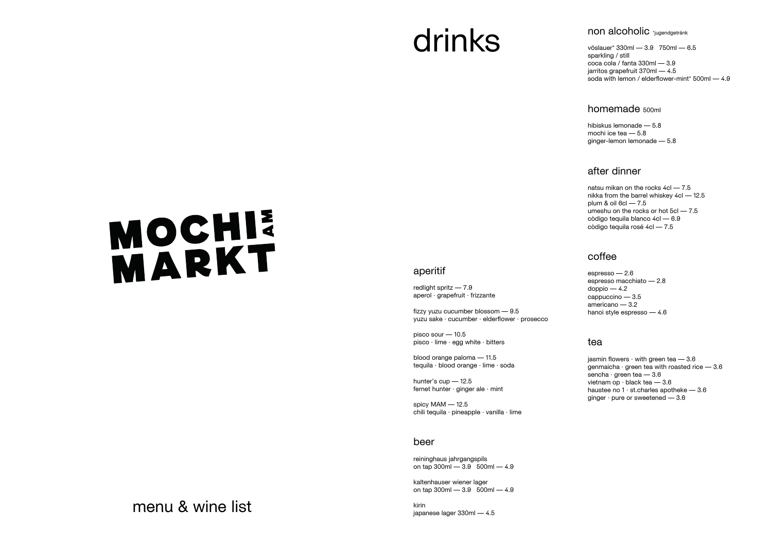# MOCHI AM MARKT

menu & wine list

# drinks

## aperitif

redlight spritz — 7.9
aperol · grapefruit · frizzante

fizzy yuzu cucumber blossom — 9.5
yuzu sake · cucumber · elderflower · prosecco

pisco sour — 10.5
pisco · lime · egg white · bitters

blood orange paloma — 11.5
tequila · blood orange · lime · soda

hunter's cup — 12.5
fernet hunter · ginger ale · mint

spicy MAM — 12.5
chili tequila · pineapple · vanilla · lime

## beer

reininghaus jahrgangspils
on tap 300ml — 3.9   500ml — 4.9

kaltenhauser wiener lager
on tap 300ml — 3.9   500ml — 4.9

kirin
japanese lager 330ml — 4.5

## non alcoholic *jugendgetränk

vöslauer* 330ml — 3.9   750ml — 6.5
sparkling / still
coca cola / fanta 330ml — 3.9
jarritos grapefruit 370ml — 4.5
soda with lemon / elderflower-mint* 500ml — 4.9

## homemade 500ml

hibiskus lemonade — 5.8
mochi ice tea — 5.8
ginger-lemon lemonade — 5.8

## after dinner

natsu mikan on the rocks 4cl — 7.5
nikka from the barrel whiskey 4cl — 12.5
plum & oil 6cl — 7.5
umeshu on the rocks or hot 5cl — 7.5
còdigo tequila blanco 4cl — 6.9
còdigo tequila rosé 4cl — 7.5

## coffee

espresso — 2.6
espresso macchiato — 2.8
doppio — 4.2
cappuccino — 3.5
americano — 3.2
hanoi style espresso — 4.6

## tea

jasmin flowers · with green tea — 3.6
genmaicha · green tea with roasted rice — 3.6
sencha · green tea — 3.6
vietnam op · black tea — 3.6
haustee no 1 · st.charles apotheke — 3.6
ginger · pure or sweetened — 3.6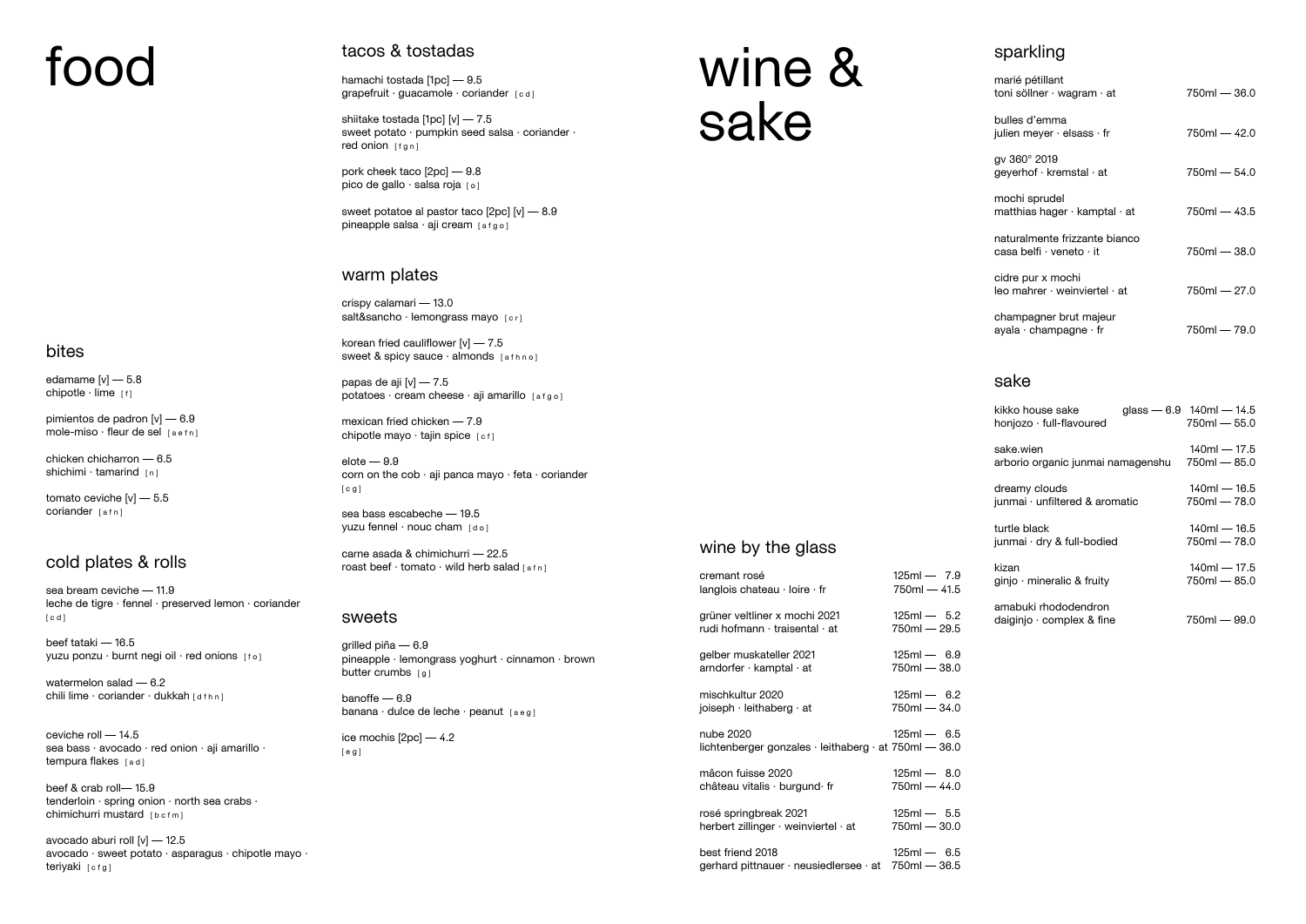# food

## bites

edamame [v] — 5.8
chipotle · lime [ f ]

pimientos de padron [v] — 6.9
mole-miso · fleur de sel [ a e f n ]

chicken chicharron — 6.5
shichimi · tamarind [ n ]

tomato ceviche [v] — 5.5
coriander [ a f n ]

## cold plates & rolls

sea bream ceviche — 11.9
leche de tigre · fennel · preserved lemon · coriander [ c d ]

beef tataki — 16.5
yuzu ponzu · burnt negi oil · red onions [ f o ]

watermelon salad — 6.2
chili lime · coriander · dukkah [ d f h n ]

ceviche roll — 14.5
sea bass · avocado · red onion · aji amarillo · tempura flakes [ a d ]

beef & crab roll— 15.9
tenderloin · spring onion · north sea crabs · chimichurri mustard [ b c f m ]

avocado aburi roll [v] — 12.5
avocado · sweet potato · asparagus · chipotle mayo · teriyaki [ c f g ]

## tacos & tostadas

hamachi tostada [1pc] — 9.5
grapefruit · guacamole · coriander [ c d ]

shiitake tostada [1pc] [v] — 7.5
sweet potato · pumpkin seed salsa · coriander · red onion [ f g n ]

pork cheek taco [2pc] — 9.8
pico de gallo · salsa roja [ o ]

sweet potatoe al pastor taco [2pc] [v] — 8.9
pineapple salsa · aji cream [ a f g o ]

## warm plates

crispy calamari — 13.0
salt&sancho · lemongrass mayo [ c r ]

korean fried cauliflower [v] — 7.5
sweet & spicy sauce · almonds [ a f h n o ]

papas de aji [v] — 7.5
potatoes · cream cheese · aji amarillo [ a f g o ]

mexican fried chicken — 7.9
chipotle mayo · tajin spice [ c f ]

elote — 9.9
corn on the cob · aji panca mayo · feta · coriander [ c g ]

sea bass escabeche — 19.5
yuzu fennel · nouc cham [ d o ]

carne asada & chimichurri — 22.5
roast beef · tomato · wild herb salad [ a f n ]

## sweets

grilled piña — 6.9
pineapple · lemongrass yoghurt · cinnamon · brown butter crumbs [ g ]

banoffe — 6.9
banana · dulce de leche · peanut [ a e g ]

ice mochis [2pc] — 4.2
[ e g ]

# wine & sake

## wine by the glass

| | 125ml | 750ml |
|---|---|---|
| cremant rosé<br>langlois chateau · loire · fr | 7.9 | 41.5 |
| grüner veltliner x mochi 2021<br>rudi hofmann · traisental · at | 5.2 | 29.5 |
| gelber muskateller 2021<br>arndorfer · kamptal · at | 6.9 | 38.0 |
| mischkultur 2020<br>joiseph · leithaberg · at | 6.2 | 34.0 |
| nube 2020<br>lichtenberger gonzales · leithaberg · at | 6.5 | 36.0 |
| mâcon fuisse 2020<br>château vitalis · burgund· fr | 8.0 | 44.0 |
| rosé springbreak 2021<br>herbert zillinger · weinviertel · at | 5.5 | 30.0 |
| best friend 2018<br>gerhard pittnauer · neusiedlersee · at | 6.5 | 36.5 |

## sparkling

| | 750ml |
|---|---|
| marié pétillant<br>toni söllner · wagram · at | 36.0 |
| bulles d'emma<br>julien meyer · elsass · fr | 42.0 |
| gv 360° 2019<br>geyerhof · kremstal · at | 54.0 |
| mochi sprudel<br>matthias hager · kamptal · at | 43.5 |
| naturalmente frizzante bianco<br>casa belfi · veneto · it | 38.0 |
| cidre pur x mochi<br>leo mahrer · weinviertel · at | 27.0 |
| champagner brut majeur<br>ayala · champagne · fr | 79.0 |

## sake

| | glass | 140ml | 750ml |
|---|---|---|---|
| kikko house sake<br>honjozo · full-flavoured | 6.9 | 14.5 | 55.0 |
| sake.wien<br>arborio organic junmai namagenshu | | 17.5 | 85.0 |
| dreamy clouds<br>junmai · unfiltered & aromatic | | 16.5 | 78.0 |
| turtle black<br>junmai · dry & full-bodied | | 16.5 | 78.0 |
| kizan<br>ginjo · mineralic & fruity | | 17.5 | 85.0 |
| amabuki rhododendron<br>daiginjo · complex & fine | | | 99.0 |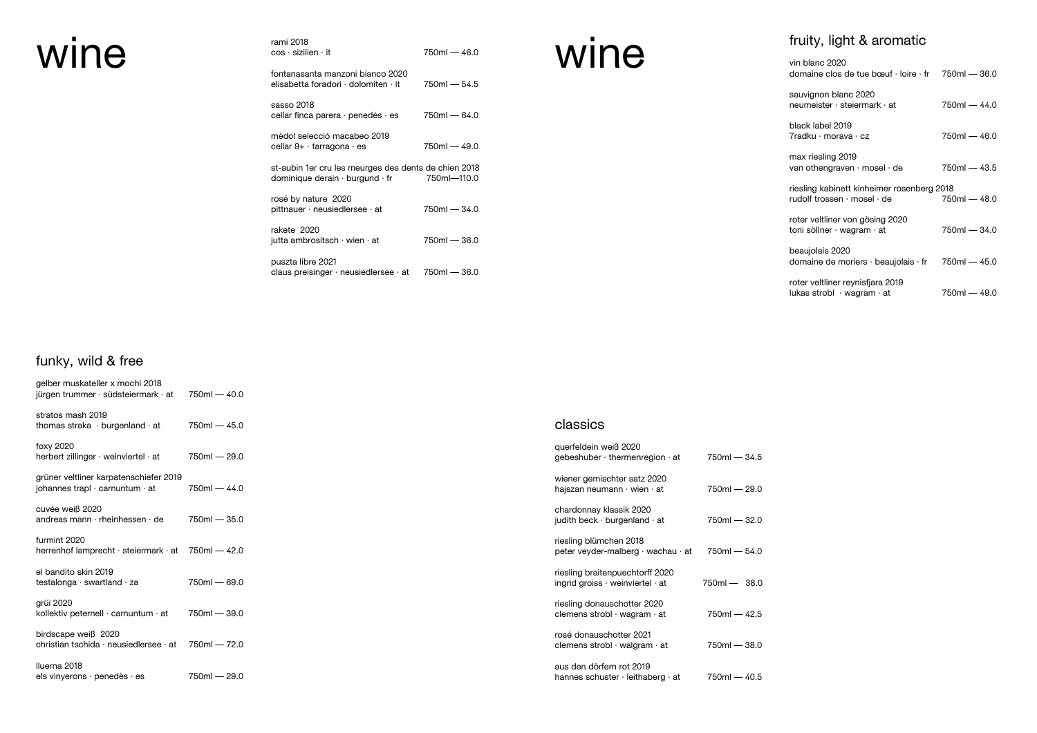# wine

rami 2018
cos · sizilien · it — 750ml — 46.0

fontanasanta manzoni bianco 2020
elisabetta foradori · dolomiten · it — 750ml — 54.5

sasso 2018
cellar finca parera · penedès · es — 750ml — 64.0

mèdol selecció macabeo 2019
cellar 9+ · tarragona · es — 750ml — 49.0

st-aubin 1er cru les meurges des dents de chien 2018
dominique derain · burgund · fr — 750ml—110.0

rosé by nature 2020
pittnauer · neusiedlersee · at — 750ml — 34.0

rakete 2020
jutta ambrositsch · wien · at — 750ml — 36.0

puszta libre 2021
claus preisinger · neusiedlersee · at — 750ml — 36.0

## funky, wild & free

gelber muskateller x mochi 2018
jürgen trummer · südsteiermark · at — 750ml — 40.0

stratos mash 2019
thomas straka · burgenland · at — 750ml — 45.0

foxy 2020
herbert zillinger · weinviertel · at — 750ml — 29.0

grüner veltliner karpatenschiefer 2019
johannes trapl · carnuntum · at — 750ml — 44.0

cuvée weiß 2020
andreas mann · rheinhessen · de — 750ml — 35.0

furmint 2020
herrenhof lamprecht · steiermark · at — 750ml — 42.0

el bandito skin 2019
testalonga · swartland · za — 750ml — 69.0

grüi 2020
kollektiv peternell · carnuntum · at — 750ml — 39.0

birdscape weiß 2020
christian tschida · neusiedlersee · at — 750ml — 72.0

lluerna 2018
els vinyerons · penedès · es — 750ml — 29.0

# wine

## fruity, light & aromatic

vin blanc 2020
domaine clos de tue bœuf · loire · fr — 750ml — 36.0

sauvignon blanc 2020
neumeister · steiermark · at — 750ml — 44.0

black label 2019
7radku · morava · cz — 750ml — 46.0

max riesling 2019
van othengraven · mosel · de — 750ml — 43.5

riesling kabinett kinheimer rosenberg 2018
rudolf trossen · mosel · de — 750ml — 48.0

roter veltliner von gösing 2020
toni söllner · wagram · at — 750ml — 34.0

beaujolais 2020
domaine de moriers · beaujolais · fr — 750ml — 45.0

roter veltliner reynisfjara 2019
lukas strobl · wagram · at — 750ml — 49.0

## classics

querfeldein weiß 2020
gebeshuber · thermenregion · at — 750ml — 34.5

wiener gemischter satz 2020
hajszan neumann · wien · at — 750ml — 29.0

chardonnay klassik 2020
judith beck · burgenland · at — 750ml — 32.0

riesling blümchen 2018
peter veyder-malberg · wachau · at — 750ml — 54.0

riesling braitenpuechtorff 2020
ingrid groiss · weinviertel · at — 750ml — 38.0

riesling donauschotter 2020
clemens strobl · wagram · at — 750ml — 42.5

rosé donauschotter 2021
clemens strobl · walgram · at — 750ml — 38.0

aus den dörfern rot 2019
hannes schuster · leithaberg · at — 750ml — 40.5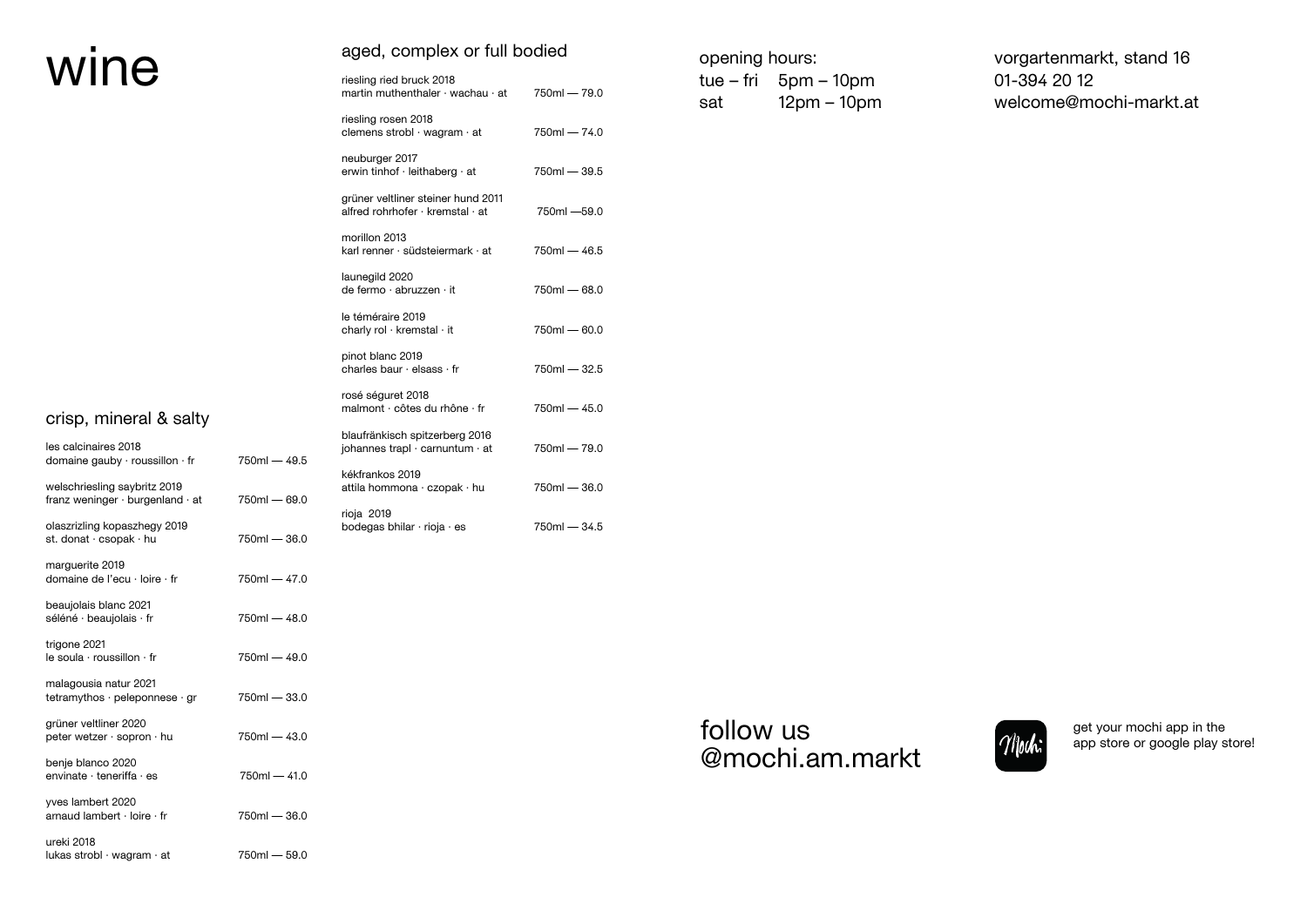# wine

## crisp, mineral & salty

| | |
|---|---|
| les calcinaires 2018<br>domaine gauby · roussillon · fr | 750ml — 49.5 |
| welschriesling saybritz 2019<br>franz weninger · burgenland · at | 750ml — 69.0 |
| olaszrizling kopaszhegy 2019<br>st. donat · csopak · hu | 750ml — 36.0 |
| marguerite 2019<br>domaine de l'ecu · loire · fr | 750ml — 47.0 |
| beaujolais blanc 2021<br>séléné · beaujolais · fr | 750ml — 48.0 |
| trigone 2021<br>le soula · roussillon · fr | 750ml — 49.0 |
| malagousia natur 2021<br>tetramythos · peleponnese · gr | 750ml — 33.0 |
| grüner veltliner 2020<br>peter wetzer · sopron · hu | 750ml — 43.0 |
| benje blanco 2020<br>envinate · teneriffa · es | 750ml — 41.0 |
| yves lambert 2020<br>arnaud lambert · loire · fr | 750ml — 36.0 |
| ureki 2018<br>lukas strobl · wagram · at | 750ml — 59.0 |

## aged, complex or full bodied

| | |
|---|---|
| riesling ried bruck 2018<br>martin muthenthaler · wachau · at | 750ml — 79.0 |
| riesling rosen 2018<br>clemens strobl · wagram · at | 750ml — 74.0 |
| neuburger 2017<br>erwin tinhof · leithaberg · at | 750ml — 39.5 |
| grüner veltliner steiner hund 2011<br>alfred rohrhofer · kremstal · at | 750ml —59.0 |
| morillon 2013<br>karl renner · südsteiermark · at | 750ml — 46.5 |
| launegild 2020<br>de fermo · abruzzen · it | 750ml — 68.0 |
| le téméraire 2019<br>charly rol · kremstal · it | 750ml — 60.0 |
| pinot blanc 2019<br>charles baur · elsass · fr | 750ml — 32.5 |
| rosé séguret 2018<br>malmont · côtes du rhône · fr | 750ml — 45.0 |
| blaufränkisch spitzerberg 2016<br>johannes trapl · carnuntum · at | 750ml — 79.0 |
| kékfrankos 2019<br>attila hommona · czopak · hu | 750ml — 36.0 |
| rioja 2019<br>bodegas bhilar · rioja · es | 750ml — 34.5 |

opening hours:
tue – fri 5pm – 10pm
sat 12pm – 10pm

vorgartenmarkt, stand 16
01-394 20 12
welcome@mochi-markt.at

follow us
@mochi.am.markt

get your mochi app in the app store or google play store!